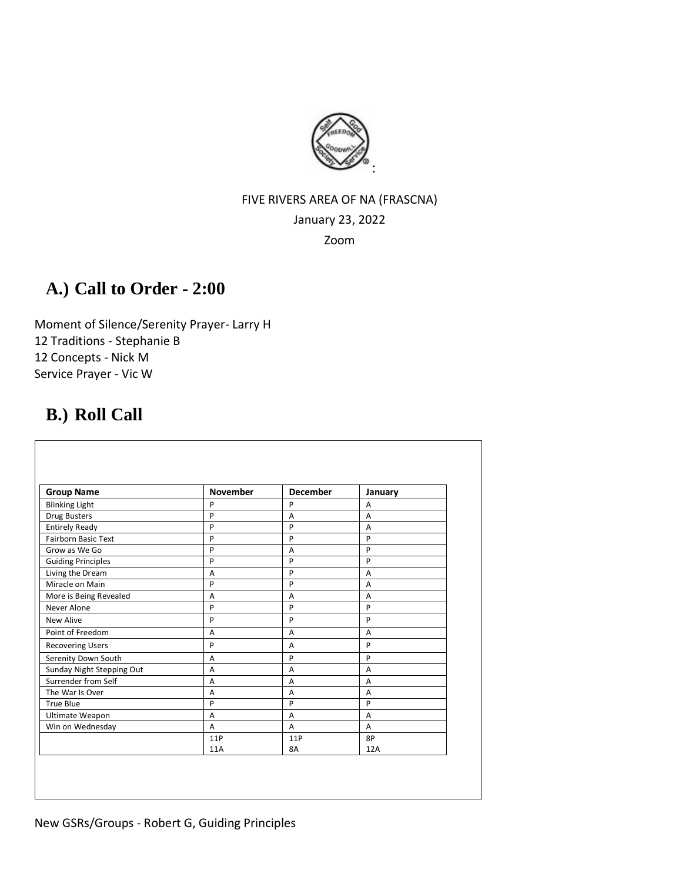:

FIVE RIVERS AREA OF NA (FRASCNA)

January 23, 2022

Zoom

## A.) Call to Order - 2:00

Moment of Silence/Serenity Prayer- Larry H
12 Traditions - Stephanie B
12 Concepts - Nick M
Service Prayer - Vic W

## B.) Roll Call

| Group Name | November | December | January |
|---|---|---|---|
| Blinking Light | P | P | A |
| Drug Busters | P | A | A |
| Entirely Ready | P | P | A |
| Fairborn Basic Text | P | P | P |
| Grow as We Go | P | A | P |
| Guiding Principles | P | P | P |
| Living the Dream | A | P | A |
| Miracle on Main | P | P | A |
| More is Being Revealed | A | A | A |
| Never Alone | P | P | P |
| New Alive | P | P | P |
| Point of Freedom | A | A | A |
| Recovering Users | P | A | P |
| Serenity Down South | A | P | P |
| Sunday Night Stepping Out | A | A | A |
| Surrender from Self | A | A | A |
| The War Is Over | A | A | A |
| True Blue | P | P | P |
| Ultimate Weapon | A | A | A |
| Win on Wednesday | A | A | A |
| | 11P<br>11A | 11P<br>8A | 8P<br>12A |

New GSRs/Groups - Robert G, Guiding Principles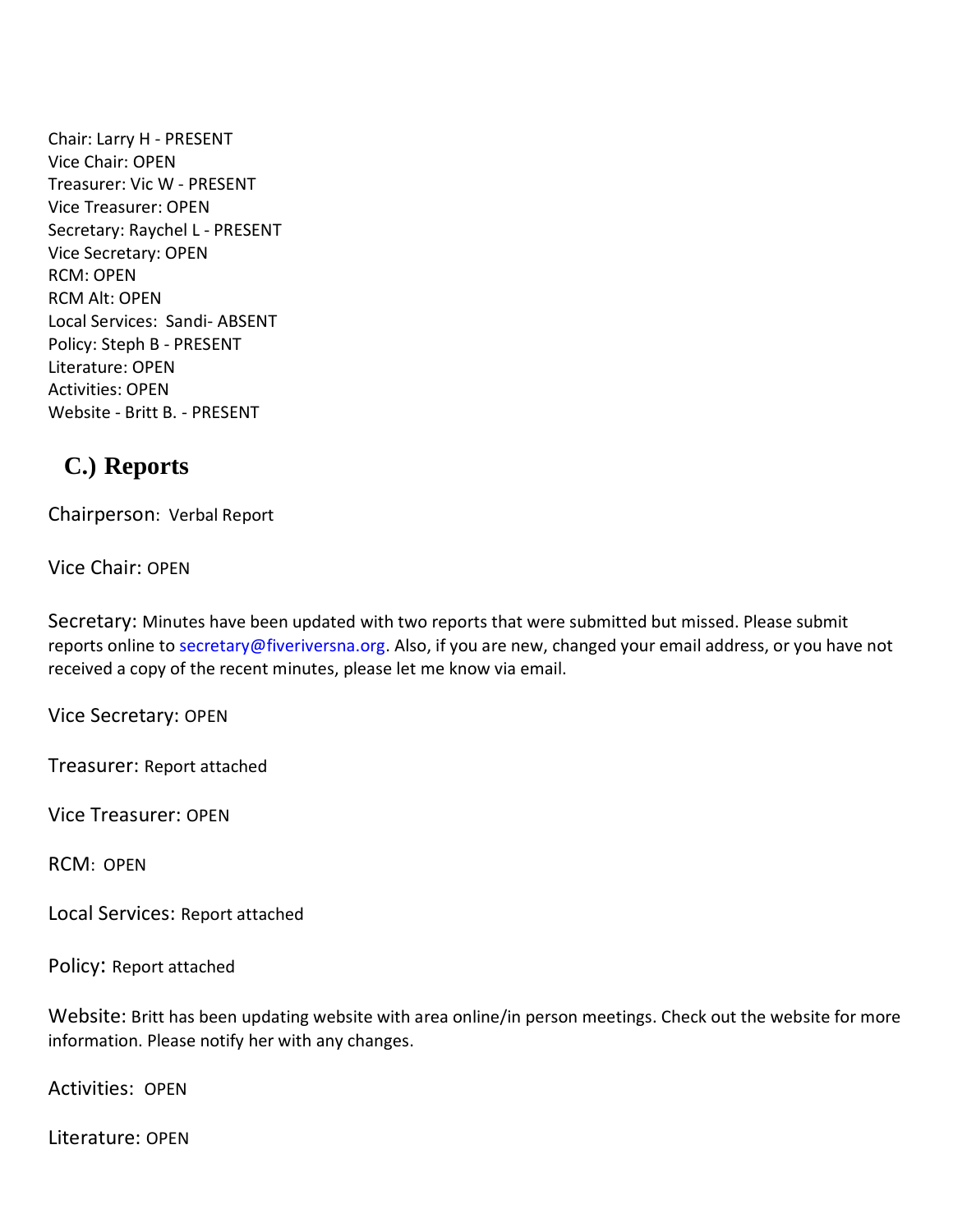Chair: Larry H - PRESENT
Vice Chair: OPEN
Treasurer: Vic W - PRESENT
Vice Treasurer: OPEN
Secretary: Raychel L - PRESENT
Vice Secretary: OPEN
RCM: OPEN
RCM Alt: OPEN
Local Services: Sandi- ABSENT
Policy: Steph B - PRESENT
Literature: OPEN
Activities: OPEN
Website - Britt B. - PRESENT

## C.) Reports

Chairperson: Verbal Report

Vice Chair: OPEN

Secretary: Minutes have been updated with two reports that were submitted but missed. Please submit reports online to secretary@fiveriversna.org. Also, if you are new, changed your email address, or you have not received a copy of the recent minutes, please let me know via email.

Vice Secretary: OPEN

Treasurer: Report attached

Vice Treasurer: OPEN

RCM: OPEN

Local Services: Report attached

Policy: Report attached

Website: Britt has been updating website with area online/in person meetings. Check out the website for more information. Please notify her with any changes.

Activities: OPEN

Literature: OPEN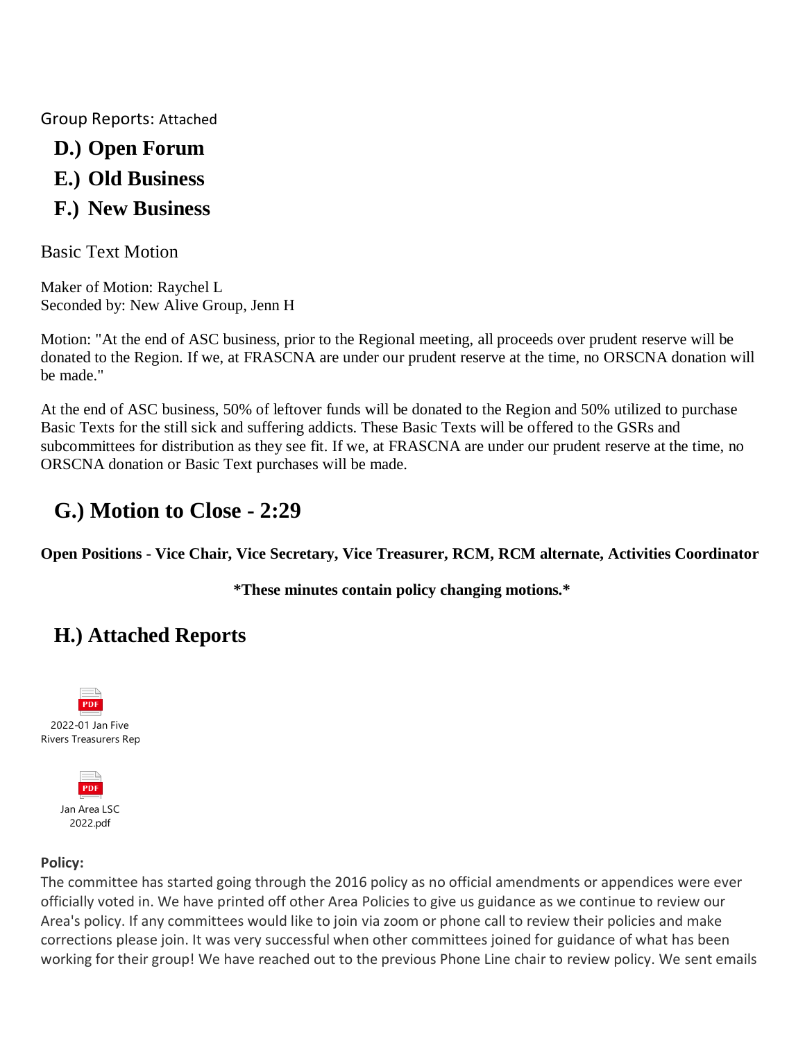Group Reports: Attached

## D.) Open Forum

## E.) Old Business

## F.) New Business

Basic Text Motion

Maker of Motion: Raychel L
Seconded by: New Alive Group, Jenn H

Motion: "At the end of ASC business, prior to the Regional meeting, all proceeds over prudent reserve will be donated to the Region. If we, at FRASCNA are under our prudent reserve at the time, no ORSCNA donation will be made."

At the end of ASC business, 50% of leftover funds will be donated to the Region and 50% utilized to purchase Basic Texts for the still sick and suffering addicts. These Basic Texts will be offered to the GSRs and subcommittees for distribution as they see fit. If we, at FRASCNA are under our prudent reserve at the time, no ORSCNA donation or Basic Text purchases will be made.

## G.) Motion to Close - 2:29

**Open Positions - Vice Chair, Vice Secretary, Vice Treasurer, RCM, RCM alternate, Activities Coordinator**

***These minutes contain policy changing motions.***

## H.) Attached Reports

2022-01 Jan Five Rivers Treasurers Rep

Jan Area LSC 2022.pdf

**Policy:**

The committee has started going through the 2016 policy as no official amendments or appendices were ever officially voted in. We have printed off other Area Policies to give us guidance as we continue to review our Area's policy. If any committees would like to join via zoom or phone call to review their policies and make corrections please join. It was very successful when other committees joined for guidance of what has been working for their group! We have reached out to the previous Phone Line chair to review policy. We sent emails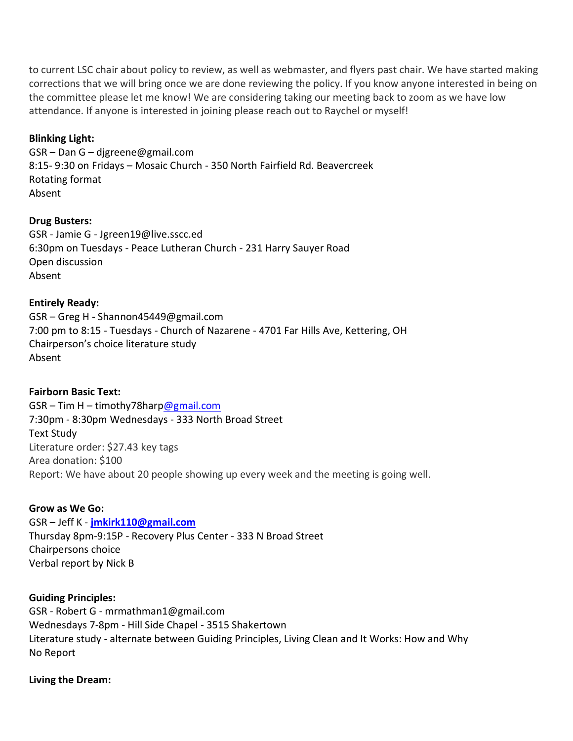to current LSC chair about policy to review, as well as webmaster, and flyers past chair. We have started making corrections that we will bring once we are done reviewing the policy. If you know anyone interested in being on the committee please let me know! We are considering taking our meeting back to zoom as we have low attendance. If anyone is interested in joining please reach out to Raychel or myself!

**Blinking Light:**
GSR – Dan G – djgreene@gmail.com
8:15- 9:30 on Fridays – Mosaic Church - 350 North Fairfield Rd. Beavercreek
Rotating format
Absent

**Drug Busters:**
GSR - Jamie G - Jgreen19@live.sscc.ed
6:30pm on Tuesdays - Peace Lutheran Church - 231 Harry Sauyer Road
Open discussion
Absent

**Entirely Ready:**
GSR – Greg H - Shannon45449@gmail.com
7:00 pm to 8:15 - Tuesdays - Church of Nazarene - 4701 Far Hills Ave, Kettering, OH
Chairperson's choice literature study
Absent

**Fairborn Basic Text:**
GSR – Tim H – timothy78harp@gmail.com
7:30pm - 8:30pm Wednesdays - 333 North Broad Street
Text Study
Literature order: $27.43 key tags
Area donation: $100
Report: We have about 20 people showing up every week and the meeting is going well.

**Grow as We Go:**
GSR – Jeff K - **jmkirk110@gmail.com**
Thursday 8pm-9:15P - Recovery Plus Center - 333 N Broad Street
Chairpersons choice
Verbal report by Nick B

**Guiding Principles:**
GSR - Robert G - mrmathman1@gmail.com
Wednesdays 7-8pm - Hill Side Chapel - 3515 Shakertown
Literature study - alternate between Guiding Principles, Living Clean and It Works: How and Why
No Report

**Living the Dream:**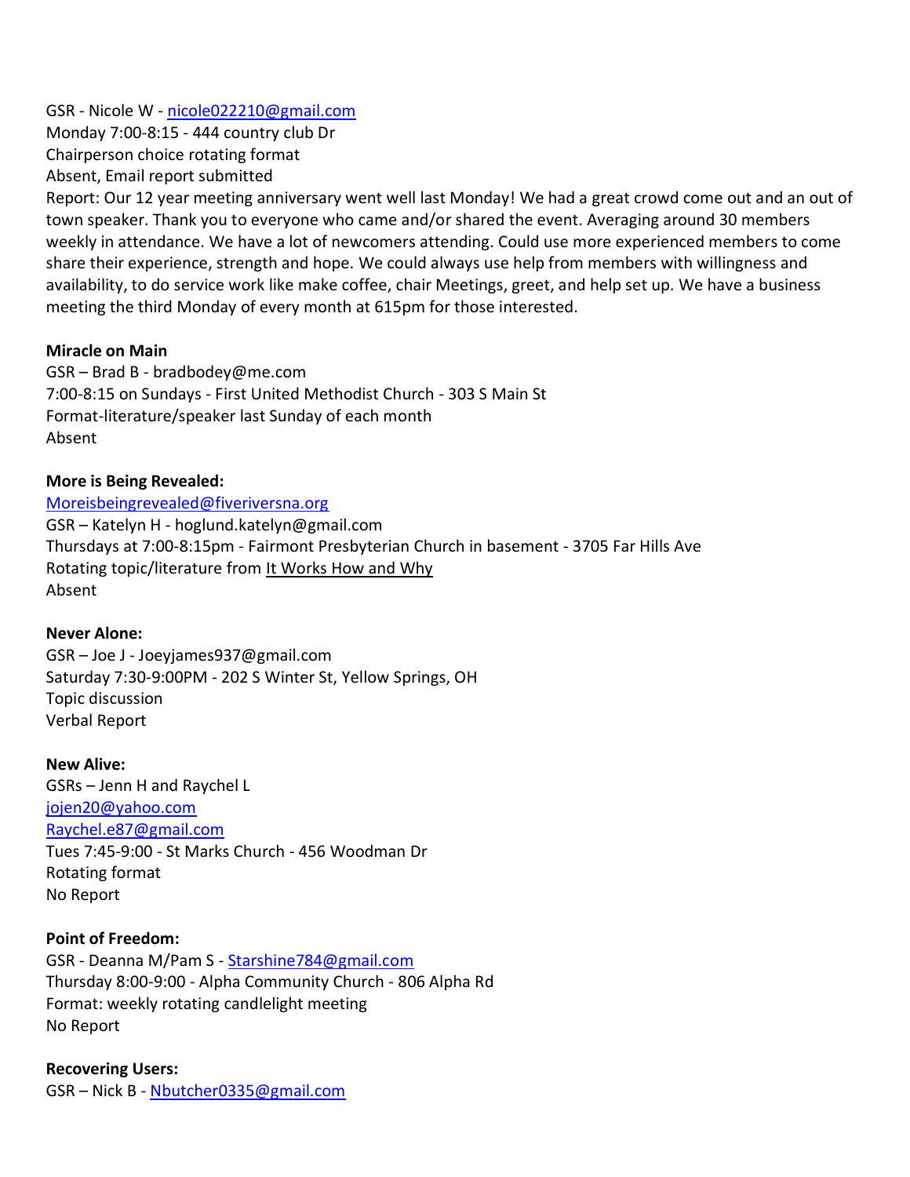GSR - Nicole W - nicole022210@gmail.com
Monday 7:00-8:15 - 444 country club Dr
Chairperson choice rotating format
Absent, Email report submitted
Report: Our 12 year meeting anniversary went well last Monday! We had a great crowd come out and an out of town speaker. Thank you to everyone who came and/or shared the event. Averaging around 30 members weekly in attendance. We have a lot of newcomers attending. Could use more experienced members to come share their experience, strength and hope. We could always use help from members with willingness and availability, to do service work like make coffee, chair Meetings, greet, and help set up. We have a business meeting the third Monday of every month at 615pm for those interested.

**Miracle on Main**
GSR – Brad B - bradbodey@me.com
7:00-8:15 on Sundays - First United Methodist Church - 303 S Main St
Format-literature/speaker last Sunday of each month
Absent

**More is Being Revealed:**
Moreisbeingrevealed@fiveriversna.org
GSR – Katelyn H - hoglund.katelyn@gmail.com
Thursdays at 7:00-8:15pm - Fairmont Presbyterian Church in basement - 3705 Far Hills Ave
Rotating topic/literature from It Works How and Why
Absent

**Never Alone:**
GSR – Joe J - Joeyjames937@gmail.com
Saturday 7:30-9:00PM - 202 S Winter St, Yellow Springs, OH
Topic discussion
Verbal Report

**New Alive:**
GSRs – Jenn H and Raychel L
jojen20@yahoo.com
Raychel.e87@gmail.com
Tues 7:45-9:00 - St Marks Church - 456 Woodman Dr
Rotating format
No Report

**Point of Freedom:**
GSR - Deanna M/Pam S - Starshine784@gmail.com
Thursday 8:00-9:00 - Alpha Community Church - 806 Alpha Rd
Format: weekly rotating candlelight meeting
No Report

**Recovering Users:**
GSR – Nick B - Nbutcher0335@gmail.com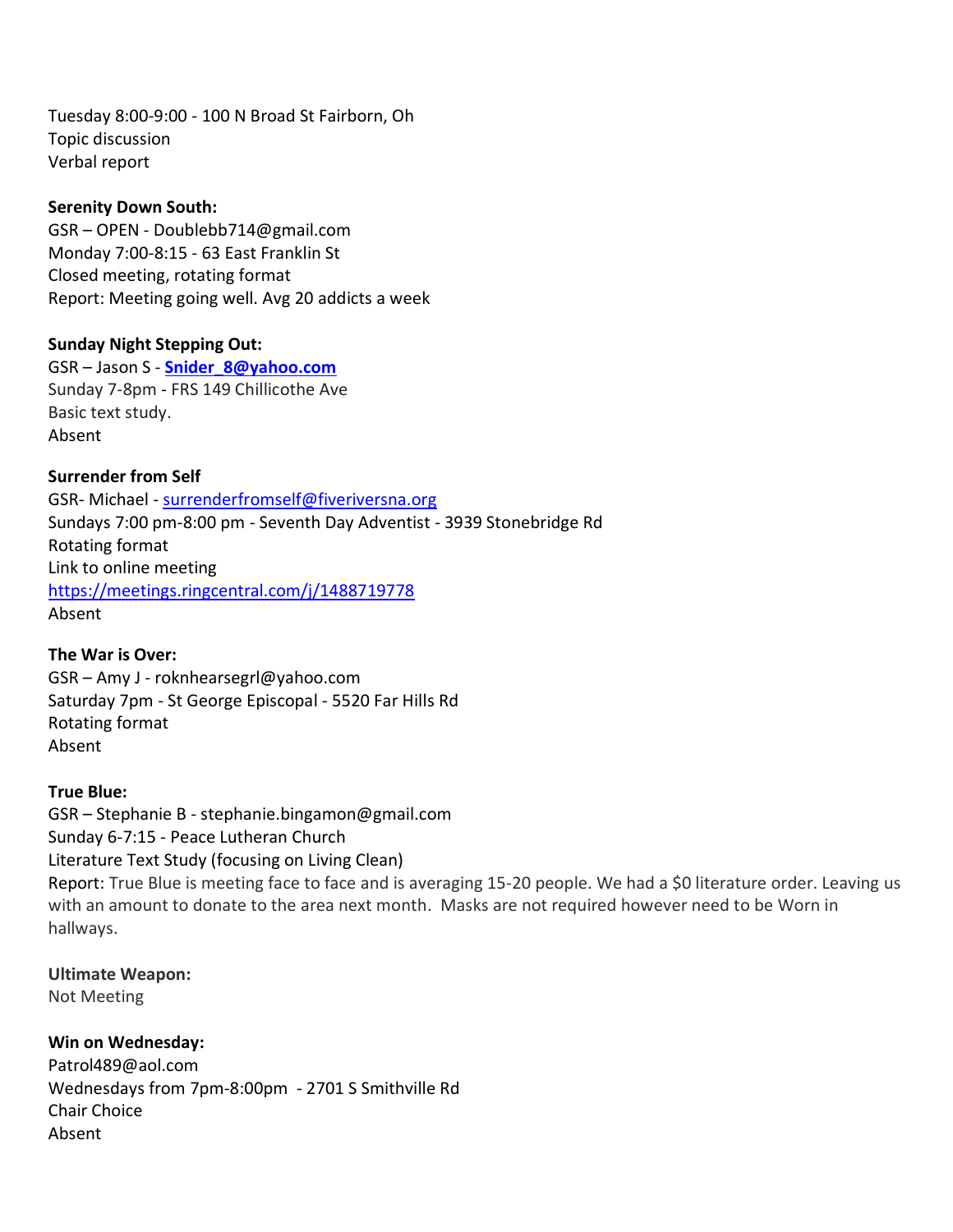Tuesday 8:00-9:00 - 100 N Broad St Fairborn, Oh
Topic discussion
Verbal report

**Serenity Down South:**
GSR – OPEN - Doublebb714@gmail.com
Monday 7:00-8:15 - 63 East Franklin St
Closed meeting, rotating format
Report: Meeting going well. Avg 20 addicts a week

**Sunday Night Stepping Out:**
GSR – Jason S - **Snider_8@yahoo.com**
Sunday 7-8pm - FRS 149 Chillicothe Ave
Basic text study.
Absent

**Surrender from Self**
GSR- Michael - surrenderfromself@fiveriversna.org
Sundays 7:00 pm-8:00 pm - Seventh Day Adventist - 3939 Stonebridge Rd
Rotating format
Link to online meeting
https://meetings.ringcentral.com/j/1488719778
Absent

**The War is Over:**
GSR – Amy J - roknhearsegrl@yahoo.com
Saturday 7pm - St George Episcopal - 5520 Far Hills Rd
Rotating format
Absent

**True Blue:**
GSR – Stephanie B - stephanie.bingamon@gmail.com
Sunday 6-7:15 - Peace Lutheran Church
Literature Text Study (focusing on Living Clean)
Report: True Blue is meeting face to face and is averaging 15-20 people. We had a $0 literature order. Leaving us with an amount to donate to the area next month. Masks are not required however need to be Worn in hallways.

**Ultimate Weapon:**
Not Meeting

**Win on Wednesday:**
Patrol489@aol.com
Wednesdays from 7pm-8:00pm - 2701 S Smithville Rd
Chair Choice
Absent